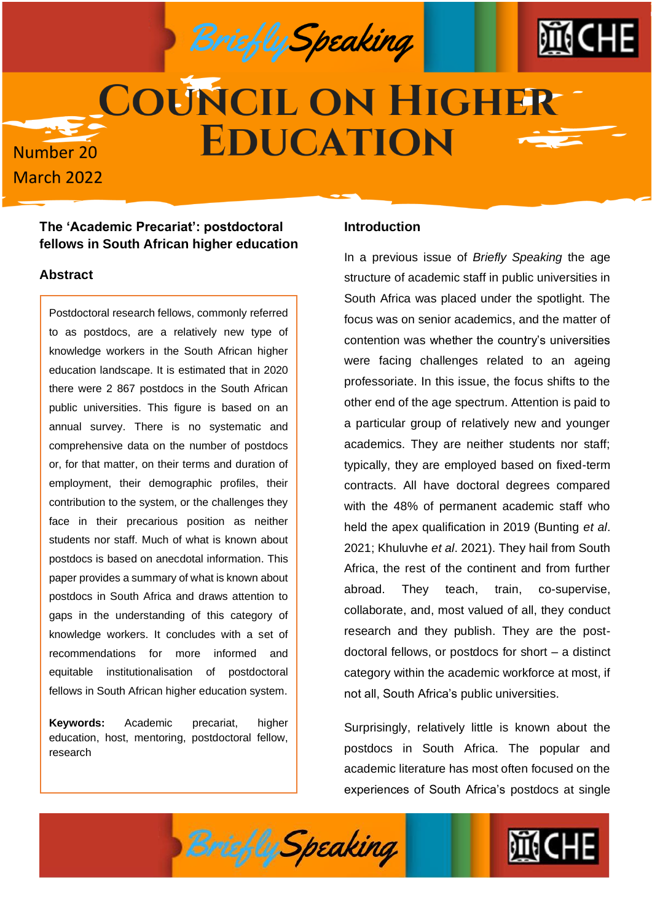# Council on Higher Education

Briefly Speaking

Number 20
March 2022

## The 'Academic Precariat': postdoctoral fellows in South African higher education

### Abstract

Postdoctoral research fellows, commonly referred to as postdocs, are a relatively new type of knowledge workers in the South African higher education landscape. It is estimated that in 2020 there were 2 867 postdocs in the South African public universities. This figure is based on an annual survey. There is no systematic and comprehensive data on the number of postdocs or, for that matter, on their terms and duration of employment, their demographic profiles, their contribution to the system, or the challenges they face in their precarious position as neither students nor staff. Much of what is known about postdocs is based on anecdotal information. This paper provides a summary of what is known about postdocs in South Africa and draws attention to gaps in the understanding of this category of knowledge workers. It concludes with a set of recommendations for more informed and equitable institutionalisation of postdoctoral fellows in South African higher education system.

**Keywords:** Academic precariat, higher education, host, mentoring, postdoctoral fellow, research

### Introduction

In a previous issue of *Briefly Speaking* the age structure of academic staff in public universities in South Africa was placed under the spotlight. The focus was on senior academics, and the matter of contention was whether the country's universities were facing challenges related to an ageing professoriate. In this issue, the focus shifts to the other end of the age spectrum. Attention is paid to a particular group of relatively new and younger academics. They are neither students nor staff; typically, they are employed based on fixed-term contracts. All have doctoral degrees compared with the 48% of permanent academic staff who held the apex qualification in 2019 (Bunting *et al*. 2021; Khuluvhe *et al*. 2021). They hail from South Africa, the rest of the continent and from further abroad. They teach, train, co-supervise, collaborate, and, most valued of all, they conduct research and they publish. They are the post-doctoral fellows, or postdocs for short – a distinct category within the academic workforce at most, if not all, South Africa's public universities.

Surprisingly, relatively little is known about the postdocs in South Africa. The popular and academic literature has most often focused on the experiences of South Africa's postdocs at single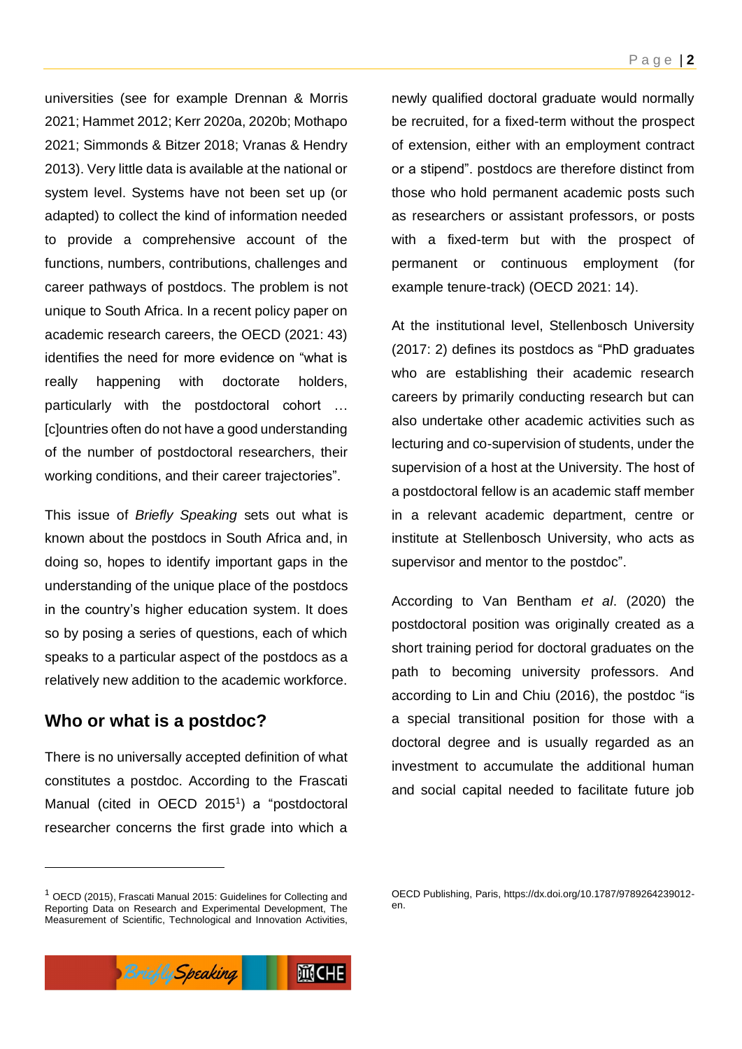universities (see for example Drennan & Morris 2021; Hammet 2012; Kerr 2020a, 2020b; Mothapo 2021; Simmonds & Bitzer 2018; Vranas & Hendry 2013). Very little data is available at the national or system level. Systems have not been set up (or adapted) to collect the kind of information needed to provide a comprehensive account of the functions, numbers, contributions, challenges and career pathways of postdocs. The problem is not unique to South Africa. In a recent policy paper on academic research careers, the OECD (2021: 43) identifies the need for more evidence on "what is really happening with doctorate holders, particularly with the postdoctoral cohort … [c]ountries often do not have a good understanding of the number of postdoctoral researchers, their working conditions, and their career trajectories".

This issue of *Briefly Speaking* sets out what is known about the postdocs in South Africa and, in doing so, hopes to identify important gaps in the understanding of the unique place of the postdocs in the country's higher education system. It does so by posing a series of questions, each of which speaks to a particular aspect of the postdocs as a relatively new addition to the academic workforce.

## Who or what is a postdoc?

There is no universally accepted definition of what constitutes a postdoc. According to the Frascati Manual (cited in OECD 2015[1]) a "postdoctoral researcher concerns the first grade into which a newly qualified doctoral graduate would normally be recruited, for a fixed-term without the prospect of extension, either with an employment contract or a stipend". postdocs are therefore distinct from those who hold permanent academic posts such as researchers or assistant professors, or posts with a fixed-term but with the prospect of permanent or continuous employment (for example tenure-track) (OECD 2021: 14).

At the institutional level, Stellenbosch University (2017: 2) defines its postdocs as "PhD graduates who are establishing their academic research careers by primarily conducting research but can also undertake other academic activities such as lecturing and co-supervision of students, under the supervision of a host at the University. The host of a postdoctoral fellow is an academic staff member in a relevant academic department, centre or institute at Stellenbosch University, who acts as supervisor and mentor to the postdoc".

According to Van Bentham *et al*. (2020) the postdoctoral position was originally created as a short training period for doctoral graduates on the path to becoming university professors. And according to Lin and Chiu (2016), the postdoc "is a special transitional position for those with a doctoral degree and is usually regarded as an investment to accumulate the additional human and social capital needed to facilitate future job

---

[1] OECD (2015), Frascati Manual 2015: Guidelines for Collecting and Reporting Data on Research and Experimental Development, The Measurement of Scientific, Technological and Innovation Activities, OECD Publishing, Paris, https://dx.doi.org/10.1787/9789264239012-en.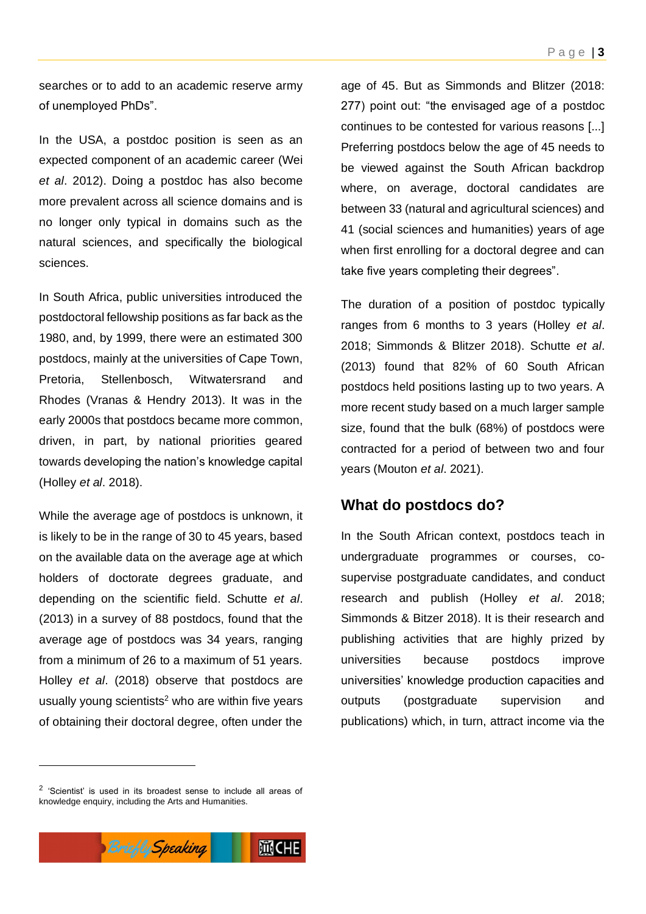searches or to add to an academic reserve army of unemployed PhDs".

In the USA, a postdoc position is seen as an expected component of an academic career (Wei *et al*. 2012). Doing a postdoc has also become more prevalent across all science domains and is no longer only typical in domains such as the natural sciences, and specifically the biological sciences.

In South Africa, public universities introduced the postdoctoral fellowship positions as far back as the 1980, and, by 1999, there were an estimated 300 postdocs, mainly at the universities of Cape Town, Pretoria, Stellenbosch, Witwatersrand and Rhodes (Vranas & Hendry 2013). It was in the early 2000s that postdocs became more common, driven, in part, by national priorities geared towards developing the nation's knowledge capital (Holley *et al*. 2018).

While the average age of postdocs is unknown, it is likely to be in the range of 30 to 45 years, based on the available data on the average age at which holders of doctorate degrees graduate, and depending on the scientific field. Schutte *et al*. (2013) in a survey of 88 postdocs, found that the average age of postdocs was 34 years, ranging from a minimum of 26 to a maximum of 51 years. Holley *et al*. (2018) observe that postdocs are usually young scientists[2] who are within five years of obtaining their doctoral degree, often under the age of 45. But as Simmonds and Blitzer (2018: 277) point out: "the envisaged age of a postdoc continues to be contested for various reasons [...] Preferring postdocs below the age of 45 needs to be viewed against the South African backdrop where, on average, doctoral candidates are between 33 (natural and agricultural sciences) and 41 (social sciences and humanities) years of age when first enrolling for a doctoral degree and can take five years completing their degrees".

The duration of a position of postdoc typically ranges from 6 months to 3 years (Holley *et al*. 2018; Simmonds & Blitzer 2018). Schutte *et al*. (2013) found that 82% of 60 South African postdocs held positions lasting up to two years. A more recent study based on a much larger sample size, found that the bulk (68%) of postdocs were contracted for a period of between two and four years (Mouton *et al*. 2021).

## What do postdocs do?

In the South African context, postdocs teach in undergraduate programmes or courses, co-supervise postgraduate candidates, and conduct research and publish (Holley *et al*. 2018; Simmonds & Bitzer 2018). It is their research and publishing activities that are highly prized by universities because postdocs improve universities' knowledge production capacities and outputs (postgraduate supervision and publications) which, in turn, attract income via the

---

[2] 'Scientist' is used in its broadest sense to include all areas of knowledge enquiry, including the Arts and Humanities.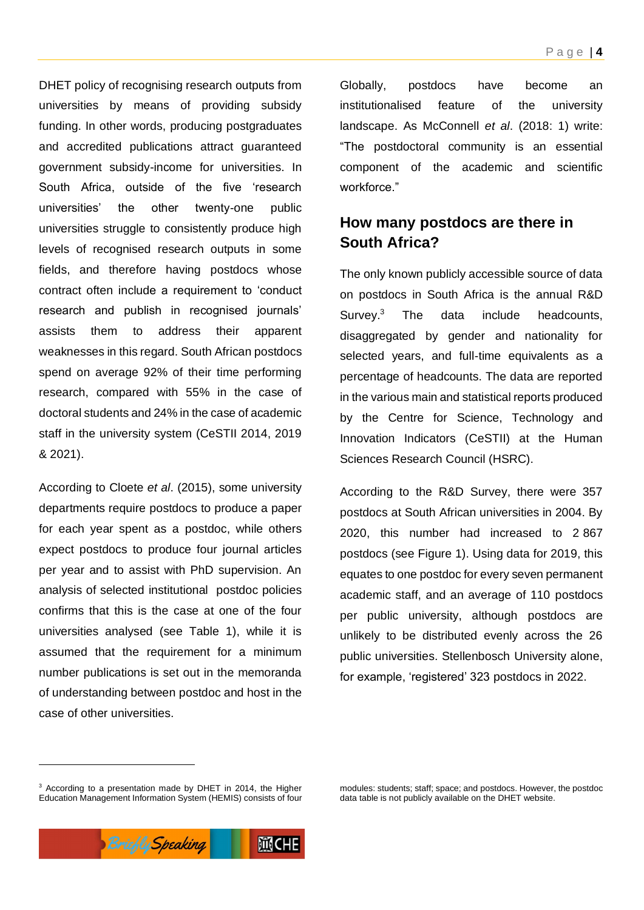DHET policy of recognising research outputs from universities by means of providing subsidy funding. In other words, producing postgraduates and accredited publications attract guaranteed government subsidy-income for universities. In South Africa, outside of the five 'research universities' the other twenty-one public universities struggle to consistently produce high levels of recognised research outputs in some fields, and therefore having postdocs whose contract often include a requirement to 'conduct research and publish in recognised journals' assists them to address their apparent weaknesses in this regard. South African postdocs spend on average 92% of their time performing research, compared with 55% in the case of doctoral students and 24% in the case of academic staff in the university system (CeSTII 2014, 2019 & 2021).

According to Cloete *et al*. (2015), some university departments require postdocs to produce a paper for each year spent as a postdoc, while others expect postdocs to produce four journal articles per year and to assist with PhD supervision. An analysis of selected institutional postdoc policies confirms that this is the case at one of the four universities analysed (see Table 1), while it is assumed that the requirement for a minimum number publications is set out in the memoranda of understanding between postdoc and host in the case of other universities.

Globally, postdocs have become an institutionalised feature of the university landscape. As McConnell *et al*. (2018: 1) write: "The postdoctoral community is an essential component of the academic and scientific workforce."

## How many postdocs are there in South Africa?

The only known publicly accessible source of data on postdocs in South Africa is the annual R&D Survey.[3] The data include headcounts, disaggregated by gender and nationality for selected years, and full-time equivalents as a percentage of headcounts. The data are reported in the various main and statistical reports produced by the Centre for Science, Technology and Innovation Indicators (CeSTII) at the Human Sciences Research Council (HSRC).

According to the R&D Survey, there were 357 postdocs at South African universities in 2004. By 2020, this number had increased to 2 867 postdocs (see Figure 1). Using data for 2019, this equates to one postdoc for every seven permanent academic staff, and an average of 110 postdocs per public university, although postdocs are unlikely to be distributed evenly across the 26 public universities. Stellenbosch University alone, for example, 'registered' 323 postdocs in 2022.

[3] According to a presentation made by DHET in 2014, the Higher Education Management Information System (HEMIS) consists of four modules: students; staff; space; and postdocs. However, the postdoc data table is not publicly available on the DHET website.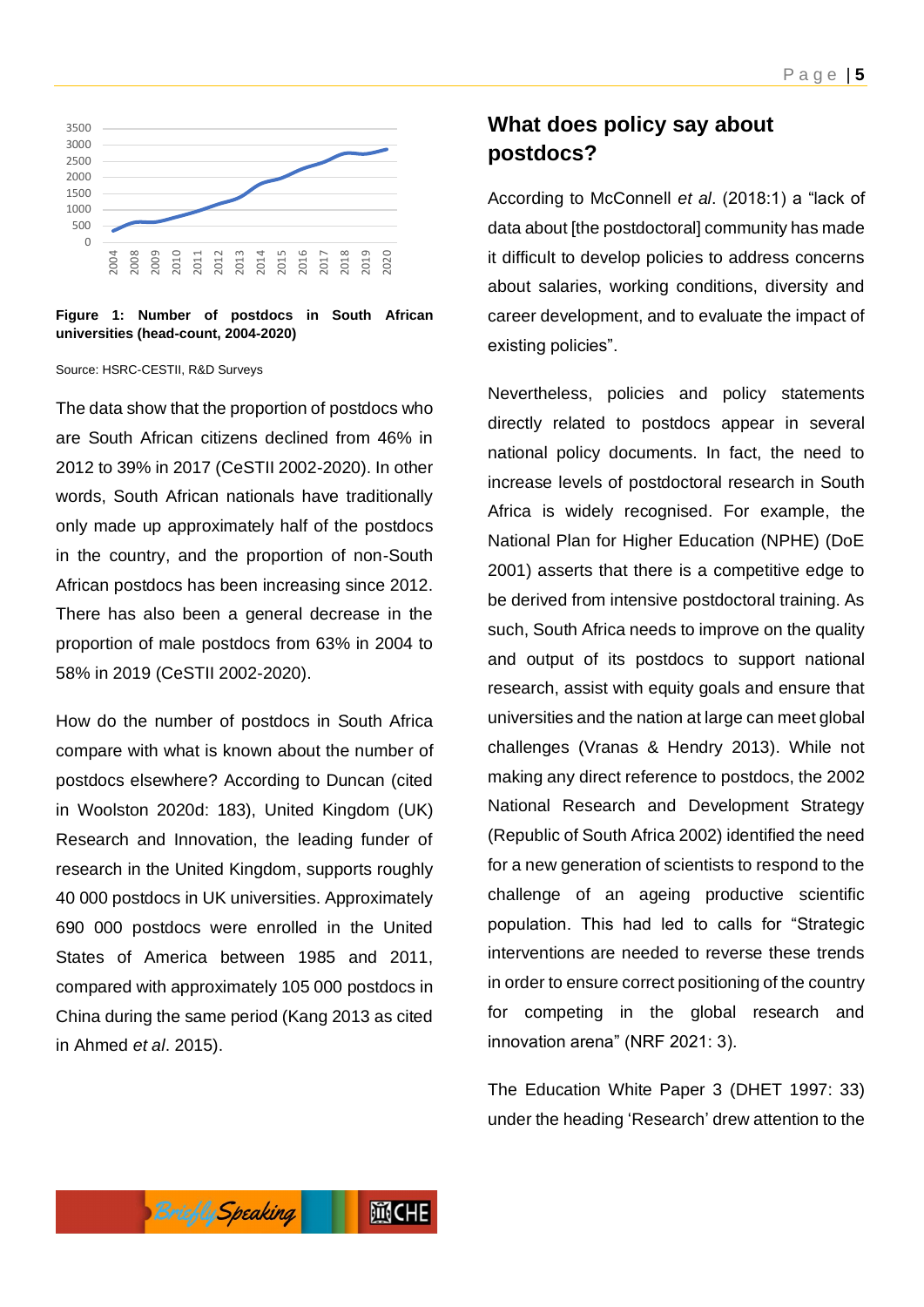**Figure 1: Number of postdocs in South African universities (head-count, 2004-2020)**

Source: HSRC-CESTII, R&D Surveys

The data show that the proportion of postdocs who are South African citizens declined from 46% in 2012 to 39% in 2017 (CeSTII 2002-2020). In other words, South African nationals have traditionally only made up approximately half of the postdocs in the country, and the proportion of non-South African postdocs has been increasing since 2012. There has also been a general decrease in the proportion of male postdocs from 63% in 2004 to 58% in 2019 (CeSTII 2002-2020).

How do the number of postdocs in South Africa compare with what is known about the number of postdocs elsewhere? According to Duncan (cited in Woolston 2020d: 183), United Kingdom (UK) Research and Innovation, the leading funder of research in the United Kingdom, supports roughly 40 000 postdocs in UK universities. Approximately 690 000 postdocs were enrolled in the United States of America between 1985 and 2011, compared with approximately 105 000 postdocs in China during the same period (Kang 2013 as cited in Ahmed *et al*. 2015).

## What does policy say about postdocs?

According to McConnell *et al*. (2018:1) a "lack of data about [the postdoctoral] community has made it difficult to develop policies to address concerns about salaries, working conditions, diversity and career development, and to evaluate the impact of existing policies".

Nevertheless, policies and policy statements directly related to postdocs appear in several national policy documents. In fact, the need to increase levels of postdoctoral research in South Africa is widely recognised. For example, the National Plan for Higher Education (NPHE) (DoE 2001) asserts that there is a competitive edge to be derived from intensive postdoctoral training. As such, South Africa needs to improve on the quality and output of its postdocs to support national research, assist with equity goals and ensure that universities and the nation at large can meet global challenges (Vranas & Hendry 2013). While not making any direct reference to postdocs, the 2002 National Research and Development Strategy (Republic of South Africa 2002) identified the need for a new generation of scientists to respond to the challenge of an ageing productive scientific population. This had led to calls for "Strategic interventions are needed to reverse these trends in order to ensure correct positioning of the country for competing in the global research and innovation arena" (NRF 2021: 3).

The Education White Paper 3 (DHET 1997: 33) under the heading 'Research' drew attention to the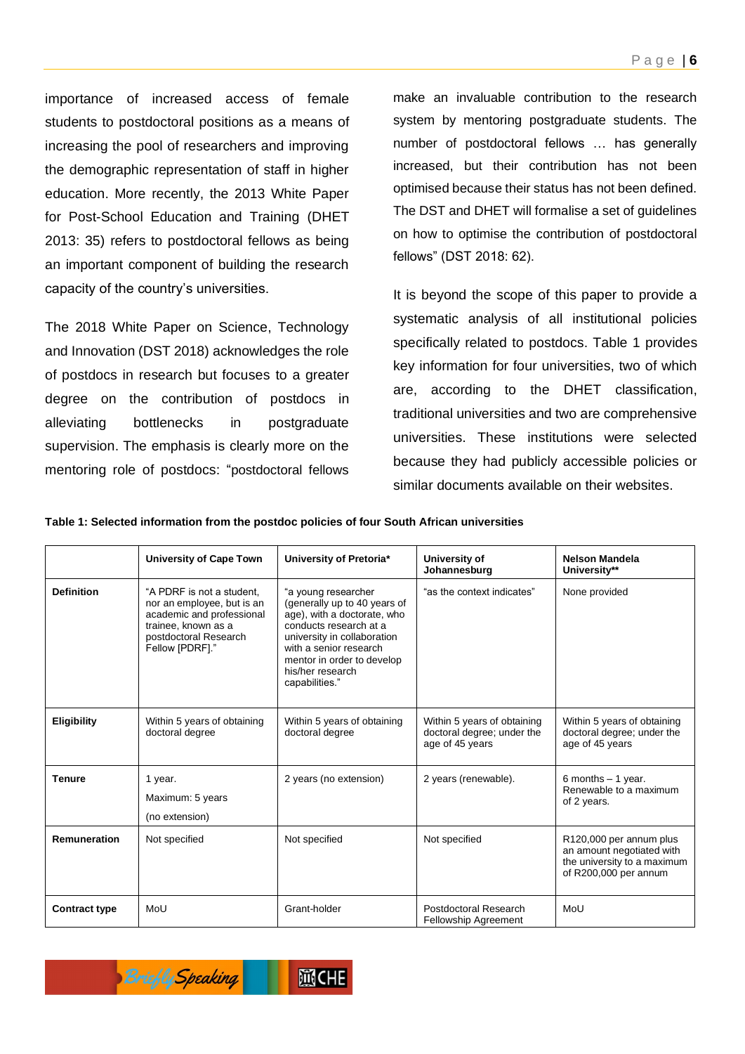importance of increased access of female students to postdoctoral positions as a means of increasing the pool of researchers and improving the demographic representation of staff in higher education. More recently, the 2013 White Paper for Post-School Education and Training (DHET 2013: 35) refers to postdoctoral fellows as being an important component of building the research capacity of the country's universities.

The 2018 White Paper on Science, Technology and Innovation (DST 2018) acknowledges the role of postdocs in research but focuses to a greater degree on the contribution of postdocs in alleviating bottlenecks in postgraduate supervision. The emphasis is clearly more on the mentoring role of postdocs: "postdoctoral fellows make an invaluable contribution to the research system by mentoring postgraduate students. The number of postdoctoral fellows … has generally increased, but their contribution has not been optimised because their status has not been defined. The DST and DHET will formalise a set of guidelines on how to optimise the contribution of postdoctoral fellows" (DST 2018: 62).

It is beyond the scope of this paper to provide a systematic analysis of all institutional policies specifically related to postdocs. Table 1 provides key information for four universities, two of which are, according to the DHET classification, traditional universities and two are comprehensive universities. These institutions were selected because they had publicly accessible policies or similar documents available on their websites.

**Table 1: Selected information from the postdoc policies of four South African universities**

| | **University of Cape Town** | **University of Pretoria*** | **University of Johannesburg** | **Nelson Mandela University**** |
|---|---|---|---|---|
| **Definition** | "A PDRF is not a student, nor an employee, but is an academic and professional trainee, known as a postdoctoral Research Fellow [PDRF]." | "a young researcher (generally up to 40 years of age), with a doctorate, who conducts research at a university in collaboration with a senior research mentor in order to develop his/her research capabilities." | "as the context indicates" | None provided |
| **Eligibility** | Within 5 years of obtaining doctoral degree | Within 5 years of obtaining doctoral degree | Within 5 years of obtaining doctoral degree; under the age of 45 years | Within 5 years of obtaining doctoral degree; under the age of 45 years |
| **Tenure** | 1 year. Maximum: 5 years (no extension) | 2 years (no extension) | 2 years (renewable). | 6 months – 1 year. Renewable to a maximum of 2 years. |
| **Remuneration** | Not specified | Not specified | Not specified | R120,000 per annum plus an amount negotiated with the university to a maximum of R200,000 per annum |
| **Contract type** | MoU | Grant-holder | Postdoctoral Research Fellowship Agreement | MoU |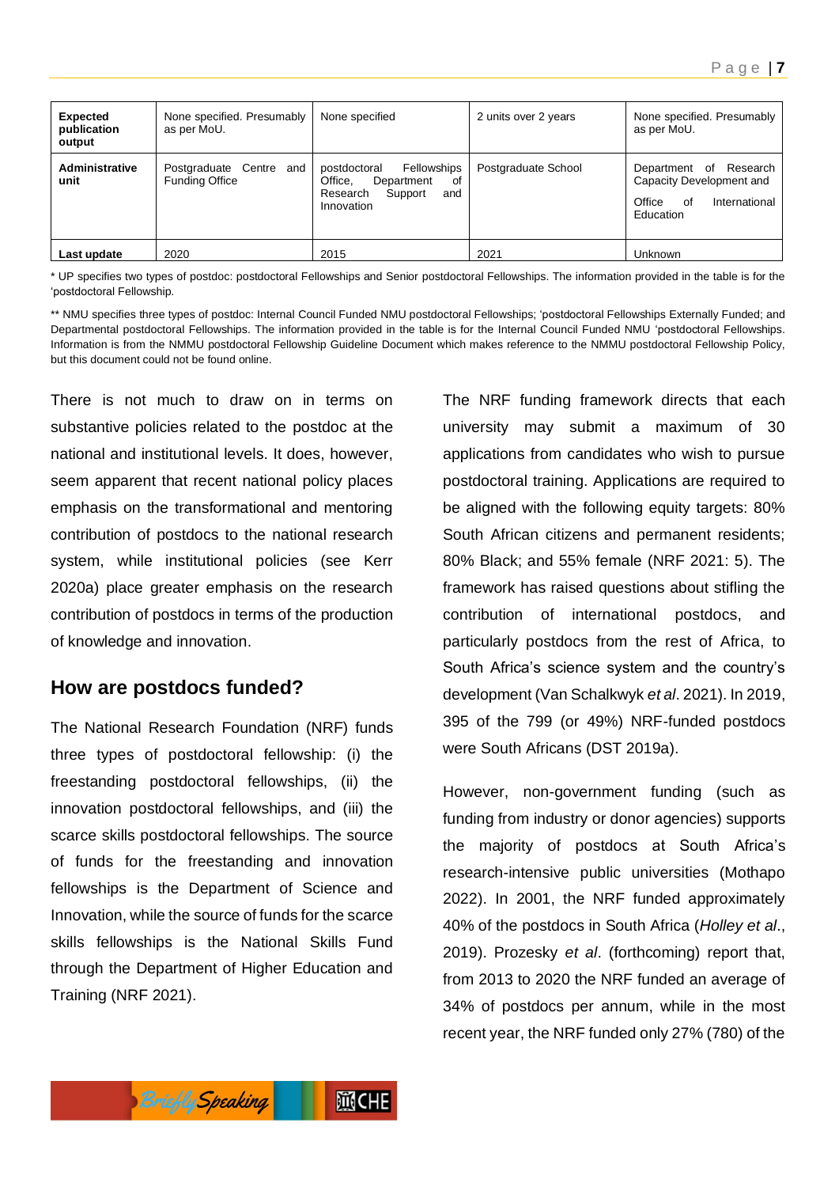| **Expected publication output** | None specified. Presumably as per MoU. | None specified | 2 units over 2 years | None specified. Presumably as per MoU. |
|---|---|---|---|---|
| **Administrative unit** | Postgraduate Centre and Funding Office | postdoctoral Fellowships Office, Department of Research Support and Innovation | Postgraduate School | Department of Research Capacity Development and Office of International Education |
| **Last update** | 2020 | 2015 | 2021 | Unknown |

\* UP specifies two types of postdoc: postdoctoral Fellowships and Senior postdoctoral Fellowships. The information provided in the table is for the 'postdoctoral Fellowship.

\*\* NMU specifies three types of postdoc: Internal Council Funded NMU postdoctoral Fellowships; 'postdoctoral Fellowships Externally Funded; and Departmental postdoctoral Fellowships. The information provided in the table is for the Internal Council Funded NMU 'postdoctoral Fellowships. Information is from the NMMU postdoctoral Fellowship Guideline Document which makes reference to the NMMU postdoctoral Fellowship Policy, but this document could not be found online.

There is not much to draw on in terms on substantive policies related to the postdoc at the national and institutional levels. It does, however, seem apparent that recent national policy places emphasis on the transformational and mentoring contribution of postdocs to the national research system, while institutional policies (see Kerr 2020a) place greater emphasis on the research contribution of postdocs in terms of the production of knowledge and innovation.

## How are postdocs funded?

The National Research Foundation (NRF) funds three types of postdoctoral fellowship: (i) the freestanding postdoctoral fellowships, (ii) the innovation postdoctoral fellowships, and (iii) the scarce skills postdoctoral fellowships. The source of funds for the freestanding and innovation fellowships is the Department of Science and Innovation, while the source of funds for the scarce skills fellowships is the National Skills Fund through the Department of Higher Education and Training (NRF 2021).

The NRF funding framework directs that each university may submit a maximum of 30 applications from candidates who wish to pursue postdoctoral training. Applications are required to be aligned with the following equity targets: 80% South African citizens and permanent residents; 80% Black; and 55% female (NRF 2021: 5). The framework has raised questions about stifling the contribution of international postdocs, and particularly postdocs from the rest of Africa, to South Africa's science system and the country's development (Van Schalkwyk *et al*. 2021). In 2019, 395 of the 799 (or 49%) NRF-funded postdocs were South Africans (DST 2019a).

However, non-government funding (such as funding from industry or donor agencies) supports the majority of postdocs at South Africa's research-intensive public universities (Mothapo 2022). In 2001, the NRF funded approximately 40% of the postdocs in South Africa (*Holley et al*., 2019). Prozesky *et al*. (forthcoming) report that, from 2013 to 2020 the NRF funded an average of 34% of postdocs per annum, while in the most recent year, the NRF funded only 27% (780) of the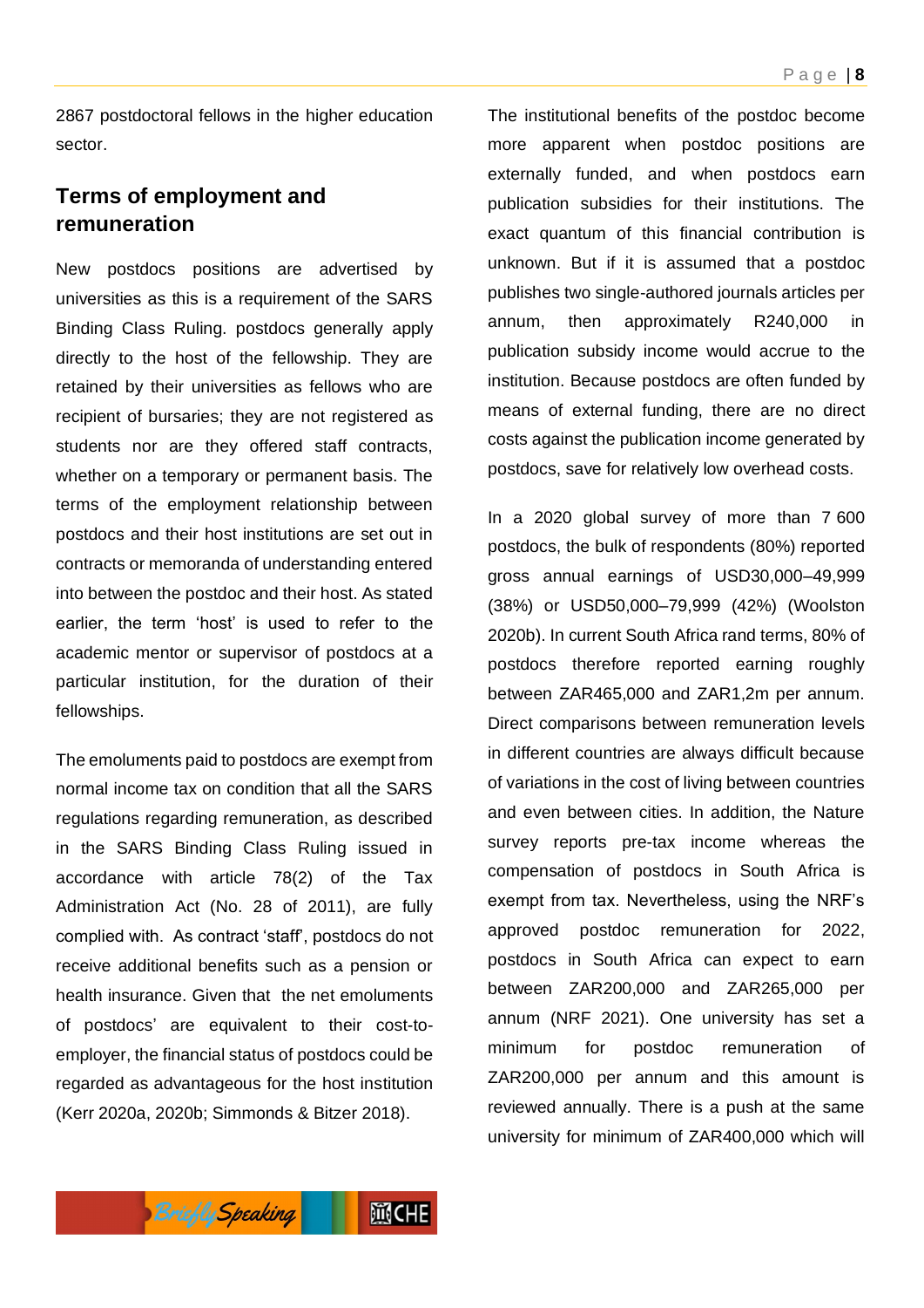2867 postdoctoral fellows in the higher education sector.

## Terms of employment and remuneration

New postdocs positions are advertised by universities as this is a requirement of the SARS Binding Class Ruling. postdocs generally apply directly to the host of the fellowship. They are retained by their universities as fellows who are recipient of bursaries; they are not registered as students nor are they offered staff contracts, whether on a temporary or permanent basis. The terms of the employment relationship between postdocs and their host institutions are set out in contracts or memoranda of understanding entered into between the postdoc and their host. As stated earlier, the term 'host' is used to refer to the academic mentor or supervisor of postdocs at a particular institution, for the duration of their fellowships.

The emoluments paid to postdocs are exempt from normal income tax on condition that all the SARS regulations regarding remuneration, as described in the SARS Binding Class Ruling issued in accordance with article 78(2) of the Tax Administration Act (No. 28 of 2011), are fully complied with. As contract 'staff', postdocs do not receive additional benefits such as a pension or health insurance. Given that the net emoluments of postdocs' are equivalent to their cost-to-employer, the financial status of postdocs could be regarded as advantageous for the host institution (Kerr 2020a, 2020b; Simmonds & Bitzer 2018).

The institutional benefits of the postdoc become more apparent when postdoc positions are externally funded, and when postdocs earn publication subsidies for their institutions. The exact quantum of this financial contribution is unknown. But if it is assumed that a postdoc publishes two single-authored journals articles per annum, then approximately R240,000 in publication subsidy income would accrue to the institution. Because postdocs are often funded by means of external funding, there are no direct costs against the publication income generated by postdocs, save for relatively low overhead costs.

In a 2020 global survey of more than 7 600 postdocs, the bulk of respondents (80%) reported gross annual earnings of USD30,000–49,999 (38%) or USD50,000–79,999 (42%) (Woolston 2020b). In current South Africa rand terms, 80% of postdocs therefore reported earning roughly between ZAR465,000 and ZAR1,2m per annum. Direct comparisons between remuneration levels in different countries are always difficult because of variations in the cost of living between countries and even between cities. In addition, the Nature survey reports pre-tax income whereas the compensation of postdocs in South Africa is exempt from tax. Nevertheless, using the NRF's approved postdoc remuneration for 2022, postdocs in South Africa can expect to earn between ZAR200,000 and ZAR265,000 per annum (NRF 2021). One university has set a minimum for postdoc remuneration of ZAR200,000 per annum and this amount is reviewed annually. There is a push at the same university for minimum of ZAR400,000 which will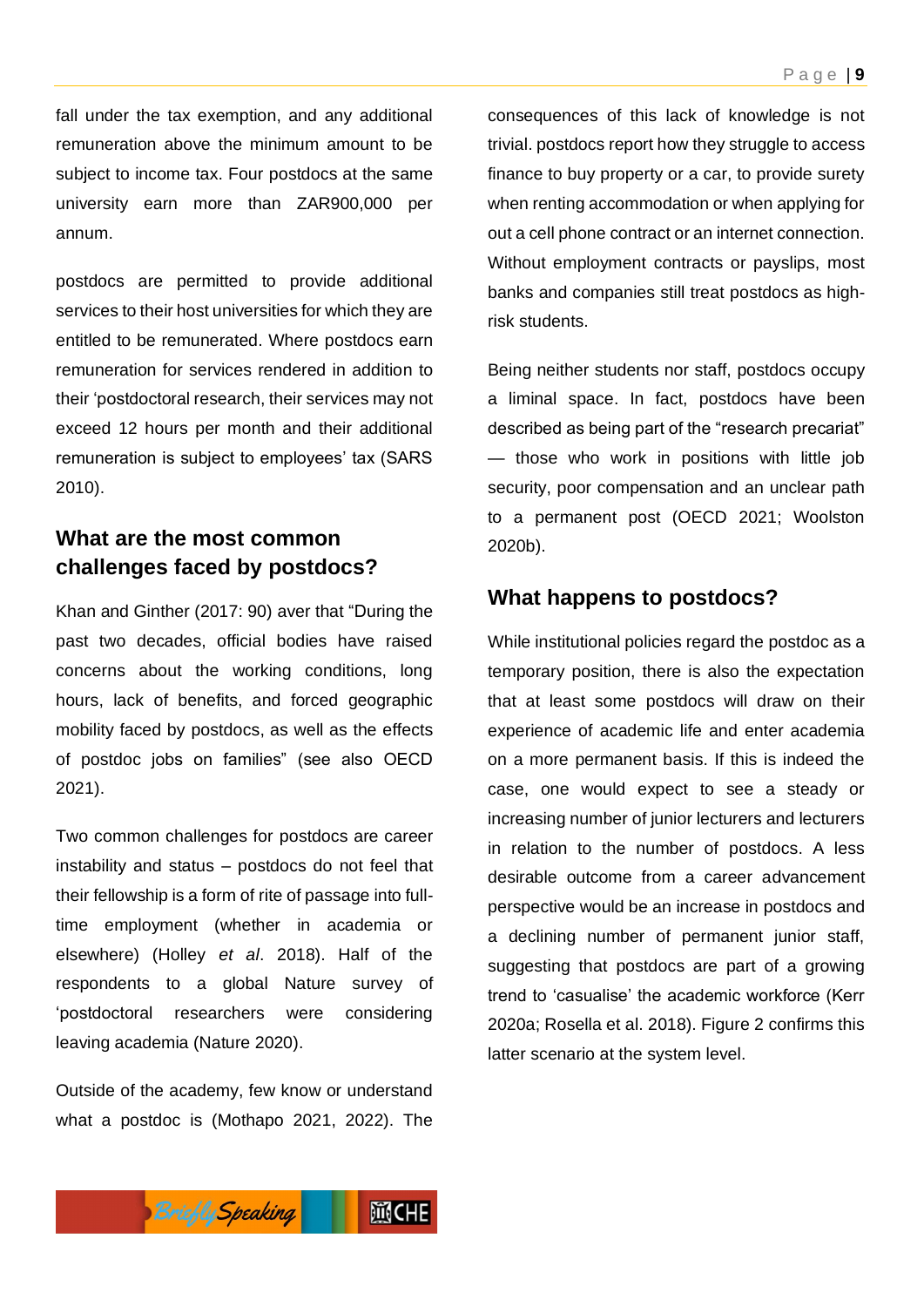fall under the tax exemption, and any additional remuneration above the minimum amount to be subject to income tax. Four postdocs at the same university earn more than ZAR900,000 per annum.

postdocs are permitted to provide additional services to their host universities for which they are entitled to be remunerated. Where postdocs earn remuneration for services rendered in addition to their 'postdoctoral research, their services may not exceed 12 hours per month and their additional remuneration is subject to employees' tax (SARS 2010).

## What are the most common challenges faced by postdocs?

Khan and Ginther (2017: 90) aver that "During the past two decades, official bodies have raised concerns about the working conditions, long hours, lack of benefits, and forced geographic mobility faced by postdocs, as well as the effects of postdoc jobs on families" (see also OECD 2021).

Two common challenges for postdocs are career instability and status – postdocs do not feel that their fellowship is a form of rite of passage into full-time employment (whether in academia or elsewhere) (Holley *et al*. 2018). Half of the respondents to a global Nature survey of 'postdoctoral researchers were considering leaving academia (Nature 2020).

Outside of the academy, few know or understand what a postdoc is (Mothapo 2021, 2022). The consequences of this lack of knowledge is not trivial. postdocs report how they struggle to access finance to buy property or a car, to provide surety when renting accommodation or when applying for out a cell phone contract or an internet connection. Without employment contracts or payslips, most banks and companies still treat postdocs as high-risk students.

Being neither students nor staff, postdocs occupy a liminal space. In fact, postdocs have been described as being part of the "research precariat" — those who work in positions with little job security, poor compensation and an unclear path to a permanent post (OECD 2021; Woolston 2020b).

## What happens to postdocs?

While institutional policies regard the postdoc as a temporary position, there is also the expectation that at least some postdocs will draw on their experience of academic life and enter academia on a more permanent basis. If this is indeed the case, one would expect to see a steady or increasing number of junior lecturers and lecturers in relation to the number of postdocs. A less desirable outcome from a career advancement perspective would be an increase in postdocs and a declining number of permanent junior staff, suggesting that postdocs are part of a growing trend to 'casualise' the academic workforce (Kerr 2020a; Rosella et al. 2018). Figure 2 confirms this latter scenario at the system level.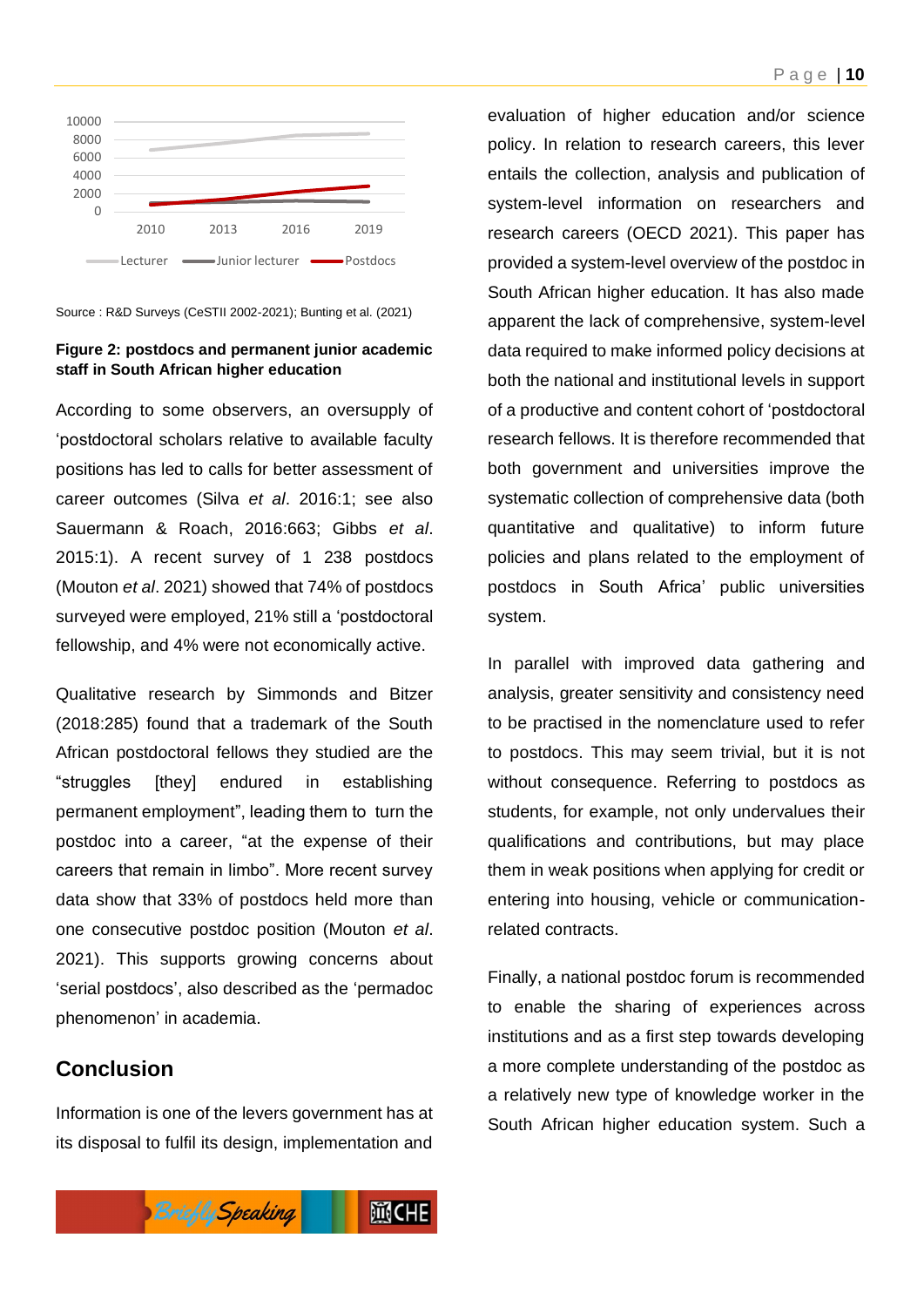Source : R&D Surveys (CeSTII 2002-2021); Bunting et al. (2021)

**Figure 2: postdocs and permanent junior academic staff in South African higher education**

According to some observers, an oversupply of 'postdoctoral scholars relative to available faculty positions has led to calls for better assessment of career outcomes (Silva *et al*. 2016:1; see also Sauermann & Roach, 2016:663; Gibbs *et al*. 2015:1). A recent survey of 1 238 postdocs (Mouton *et al*. 2021) showed that 74% of postdocs surveyed were employed, 21% still a 'postdoctoral fellowship, and 4% were not economically active.

Qualitative research by Simmonds and Bitzer (2018:285) found that a trademark of the South African postdoctoral fellows they studied are the "struggles [they] endured in establishing permanent employment", leading them to turn the postdoc into a career, "at the expense of their careers that remain in limbo". More recent survey data show that 33% of postdocs held more than one consecutive postdoc position (Mouton *et al*. 2021). This supports growing concerns about 'serial postdocs', also described as the 'permadoc phenomenon' in academia.

## Conclusion

Information is one of the levers government has at its disposal to fulfil its design, implementation and evaluation of higher education and/or science policy. In relation to research careers, this lever entails the collection, analysis and publication of system-level information on researchers and research careers (OECD 2021). This paper has provided a system-level overview of the postdoc in South African higher education. It has also made apparent the lack of comprehensive, system-level data required to make informed policy decisions at both the national and institutional levels in support of a productive and content cohort of 'postdoctoral research fellows. It is therefore recommended that both government and universities improve the systematic collection of comprehensive data (both quantitative and qualitative) to inform future policies and plans related to the employment of postdocs in South Africa' public universities system.

In parallel with improved data gathering and analysis, greater sensitivity and consistency need to be practised in the nomenclature used to refer to postdocs. This may seem trivial, but it is not without consequence. Referring to postdocs as students, for example, not only undervalues their qualifications and contributions, but may place them in weak positions when applying for credit or entering into housing, vehicle or communication-related contracts.

Finally, a national postdoc forum is recommended to enable the sharing of experiences across institutions and as a first step towards developing a more complete understanding of the postdoc as a relatively new type of knowledge worker in the South African higher education system. Such a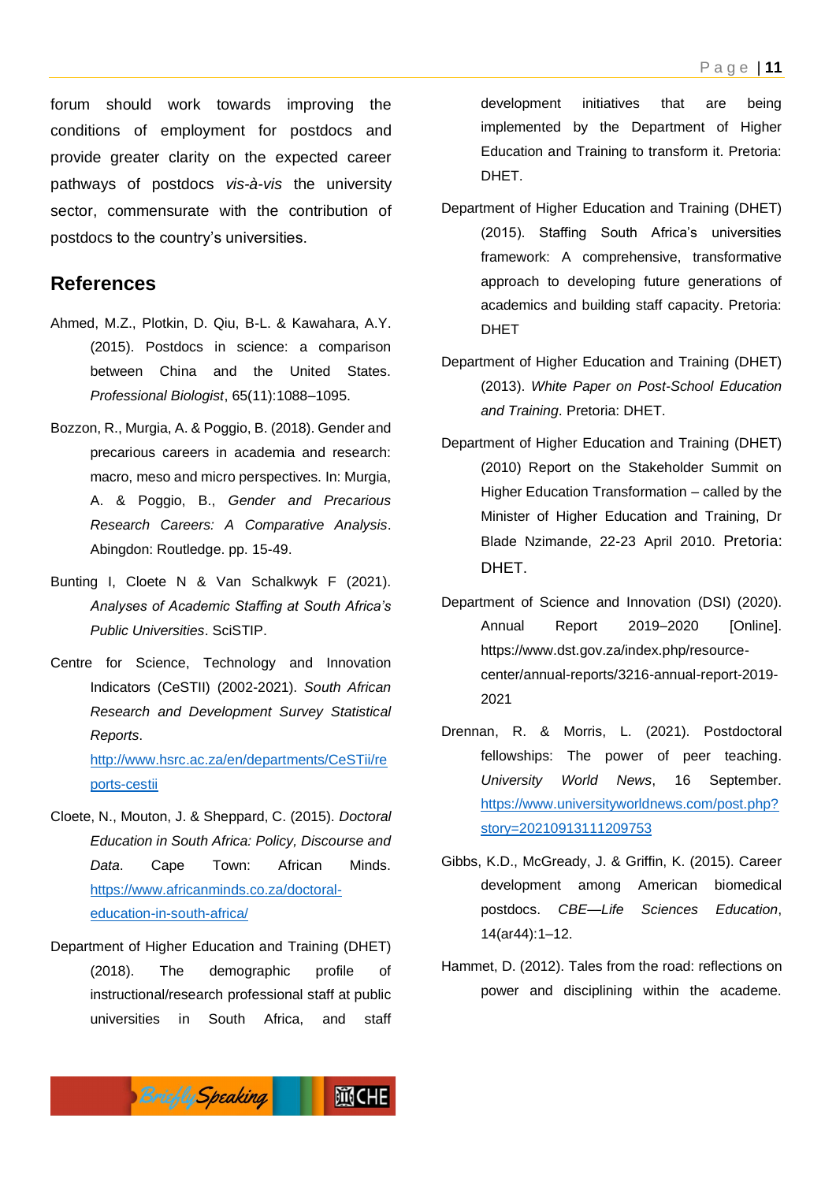forum should work towards improving the conditions of employment for postdocs and provide greater clarity on the expected career pathways of postdocs *vis-à-vis* the university sector, commensurate with the contribution of postdocs to the country's universities.

## References

Ahmed, M.Z., Plotkin, D. Qiu, B-L. & Kawahara, A.Y. (2015). Postdocs in science: a comparison between China and the United States. *Professional Biologist*, 65(11):1088–1095.

Bozzon, R., Murgia, A. & Poggio, B. (2018). Gender and precarious careers in academia and research: macro, meso and micro perspectives. In: Murgia, A. & Poggio, B., *Gender and Precarious Research Careers: A Comparative Analysis*. Abingdon: Routledge. pp. 15-49.

Bunting I, Cloete N & Van Schalkwyk F (2021). *Analyses of Academic Staffing at South Africa's Public Universities*. SciSTIP.

Centre for Science, Technology and Innovation Indicators (CeSTII) (2002-2021). *South African Research and Development Survey Statistical Reports*. http://www.hsrc.ac.za/en/departments/CeSTii/reports-cestii

Cloete, N., Mouton, J. & Sheppard, C. (2015). *Doctoral Education in South Africa: Policy, Discourse and Data*. Cape Town: African Minds. https://www.africanminds.co.za/doctoral-education-in-south-africa/

Department of Higher Education and Training (DHET) (2018). The demographic profile of instructional/research professional staff at public universities in South Africa, and staff development initiatives that are being implemented by the Department of Higher Education and Training to transform it. Pretoria: DHET.

Department of Higher Education and Training (DHET) (2015). Staffing South Africa's universities framework: A comprehensive, transformative approach to developing future generations of academics and building staff capacity. Pretoria: DHET

Department of Higher Education and Training (DHET) (2013). *White Paper on Post-School Education and Training*. Pretoria: DHET.

Department of Higher Education and Training (DHET) (2010) Report on the Stakeholder Summit on Higher Education Transformation – called by the Minister of Higher Education and Training, Dr Blade Nzimande, 22-23 April 2010. Pretoria: DHET.

Department of Science and Innovation (DSI) (2020). Annual Report 2019–2020 [Online]. https://www.dst.gov.za/index.php/resource-center/annual-reports/3216-annual-report-2019-2021

Drennan, R. & Morris, L. (2021). Postdoctoral fellowships: The power of peer teaching. *University World News*, 16 September. https://www.universityworldnews.com/post.php?story=20210913111209753

Gibbs, K.D., McGready, J. & Griffin, K. (2015). Career development among American biomedical postdocs. *CBE—Life Sciences Education*, 14(ar44):1–12.

Hammet, D. (2012). Tales from the road: reflections on power and disciplining within the academe.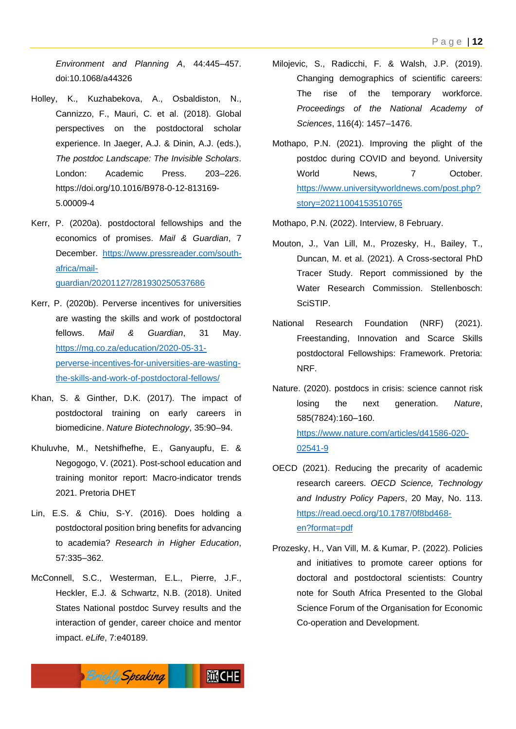*Environment and Planning A*, 44:445–457. doi:10.1068/a44326

Holley, K., Kuzhabekova, A., Osbaldiston, N., Cannizzo, F., Mauri, C. et al. (2018). Global perspectives on the postdoctoral scholar experience. In Jaeger, A.J. & Dinin, A.J. (eds.), *The postdoc Landscape: The Invisible Scholars*. London: Academic Press. 203–226. https://doi.org/10.1016/B978-0-12-813169-5.00009-4

Kerr, P. (2020a). postdoctoral fellowships and the economics of promises. *Mail & Guardian*, 7 December. [https://www.pressreader.com/south-africa/mail-guardian/20201127/281930250537686](https://www.pressreader.com/south-africa/mail-guardian/20201127/281930250537686)

Kerr, P. (2020b). Perverse incentives for universities are wasting the skills and work of postdoctoral fellows. *Mail & Guardian*, 31 May. [https://mg.co.za/education/2020-05-31-perverse-incentives-for-universities-are-wasting-the-skills-and-work-of-postdoctoral-fellows/](https://mg.co.za/education/2020-05-31-perverse-incentives-for-universities-are-wasting-the-skills-and-work-of-postdoctoral-fellows/)

Khan, S. & Ginther, D.K. (2017). The impact of postdoctoral training on early careers in biomedicine. *Nature Biotechnology*, 35:90–94.

Khuluvhe, M., Netshifhefhe, E., Ganyaupfu, E. & Negogogo, V. (2021). Post-school education and training monitor report: Macro-indicator trends 2021. Pretoria DHET

Lin, E.S. & Chiu, S-Y. (2016). Does holding a postdoctoral position bring benefits for advancing to academia? *Research in Higher Education*, 57:335–362.

McConnell, S.C., Westerman, E.L., Pierre, J.F., Heckler, E.J. & Schwartz, N.B. (2018). United States National postdoc Survey results and the interaction of gender, career choice and mentor impact. *eLife*, 7:e40189.

Milojevic, S., Radicchi, F. & Walsh, J.P. (2019). Changing demographics of scientific careers: The rise of the temporary workforce. *Proceedings of the National Academy of Sciences*, 116(4): 1457–1476.

Mothapo, P.N. (2021). Improving the plight of the postdoc during COVID and beyond. University World News, 7 October. [https://www.universityworldnews.com/post.php?story=20211004153510765](https://www.universityworldnews.com/post.php?story=20211004153510765)

Mothapo, P.N. (2022). Interview, 8 February.

Mouton, J., Van Lill, M., Prozesky, H., Bailey, T., Duncan, M. et al. (2021). A Cross-sectoral PhD Tracer Study. Report commissioned by the Water Research Commission. Stellenbosch: SciSTIP.

National Research Foundation (NRF) (2021). Freestanding, Innovation and Scarce Skills postdoctoral Fellowships: Framework. Pretoria: NRF.

Nature. (2020). postdocs in crisis: science cannot risk losing the next generation. *Nature*, 585(7824):160–160. [https://www.nature.com/articles/d41586-020-02541-9](https://www.nature.com/articles/d41586-020-02541-9)

OECD (2021). Reducing the precarity of academic research careers. *OECD Science, Technology and Industry Policy Papers*, 20 May, No. 113. [https://read.oecd.org/10.1787/0f8bd468-en?format=pdf](https://read.oecd.org/10.1787/0f8bd468-en?format=pdf)

Prozesky, H., Van Vill, M. & Kumar, P. (2022). Policies and initiatives to promote career options for doctoral and postdoctoral scientists: Country note for South Africa Presented to the Global Science Forum of the Organisation for Economic Co-operation and Development.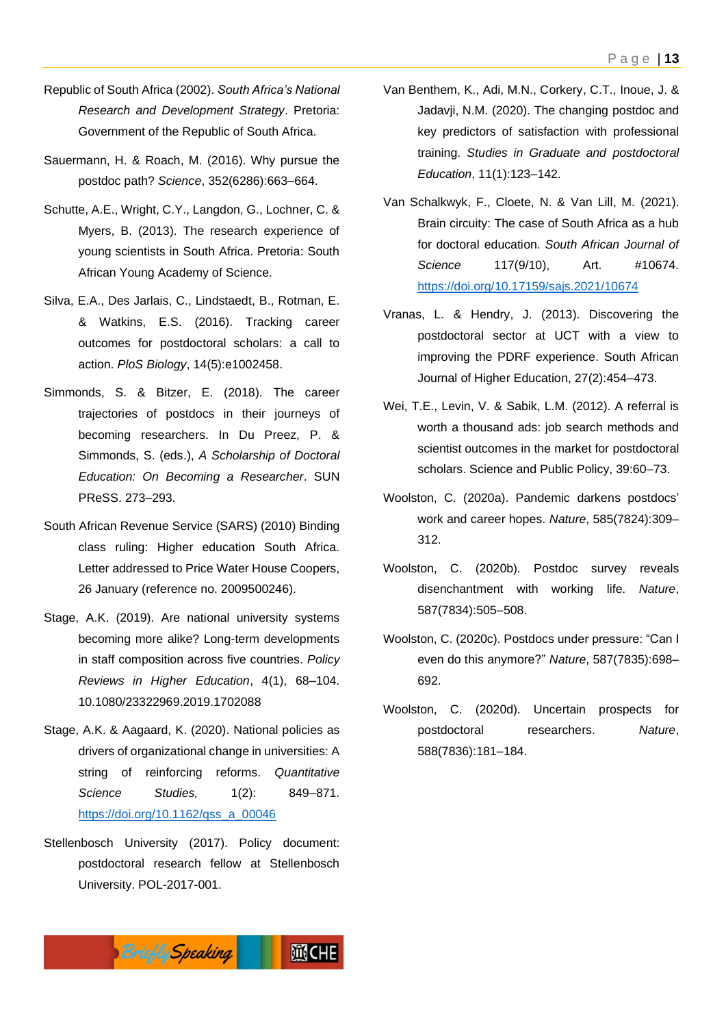Republic of South Africa (2002). *South Africa's National Research and Development Strategy*. Pretoria: Government of the Republic of South Africa.

Sauermann, H. & Roach, M. (2016). Why pursue the postdoc path? *Science*, 352(6286):663–664.

Schutte, A.E., Wright, C.Y., Langdon, G., Lochner, C. & Myers, B. (2013). The research experience of young scientists in South Africa. Pretoria: South African Young Academy of Science.

Silva, E.A., Des Jarlais, C., Lindstaedt, B., Rotman, E. & Watkins, E.S. (2016). Tracking career outcomes for postdoctoral scholars: a call to action. *PloS Biology*, 14(5):e1002458.

Simmonds, S. & Bitzer, E. (2018). The career trajectories of postdocs in their journeys of becoming researchers. In Du Preez, P. & Simmonds, S. (eds.), *A Scholarship of Doctoral Education: On Becoming a Researcher*. SUN PReSS. 273–293.

South African Revenue Service (SARS) (2010) Binding class ruling: Higher education South Africa. Letter addressed to Price Water House Coopers, 26 January (reference no. 2009500246).

Stage, A.K. (2019). Are national university systems becoming more alike? Long-term developments in staff composition across five countries. *Policy Reviews in Higher Education*, 4(1), 68–104. 10.1080/23322969.2019.1702088

Stage, A.K. & Aagaard, K. (2020). National policies as drivers of organizational change in universities: A string of reinforcing reforms. *Quantitative Science Studies,* 1(2): 849–871. https://doi.org/10.1162/qss_a_00046

Stellenbosch University (2017). Policy document: postdoctoral research fellow at Stellenbosch University. POL-2017-001.

Van Benthem, K., Adi, M.N., Corkery, C.T., Inoue, J. & Jadavji, N.M. (2020). The changing postdoc and key predictors of satisfaction with professional training. *Studies in Graduate and postdoctoral Education*, 11(1):123–142.

Van Schalkwyk, F., Cloete, N. & Van Lill, M. (2021). Brain circuity: The case of South Africa as a hub for doctoral education. *South African Journal of Science* 117(9/10), Art. #10674. https://doi.org/10.17159/sajs.2021/10674

Vranas, L. & Hendry, J. (2013). Discovering the postdoctoral sector at UCT with a view to improving the PDRF experience. South African Journal of Higher Education, 27(2):454–473.

Wei, T.E., Levin, V. & Sabik, L.M. (2012). A referral is worth a thousand ads: job search methods and scientist outcomes in the market for postdoctoral scholars. Science and Public Policy, 39:60–73.

Woolston, C. (2020a). Pandemic darkens postdocs' work and career hopes. *Nature*, 585(7824):309–312.

Woolston, C. (2020b). Postdoc survey reveals disenchantment with working life. *Nature*, 587(7834):505–508.

Woolston, C. (2020c). Postdocs under pressure: "Can I even do this anymore?" *Nature*, 587(7835):698–692.

Woolston, C. (2020d). Uncertain prospects for postdoctoral researchers. *Nature*, 588(7836):181–184.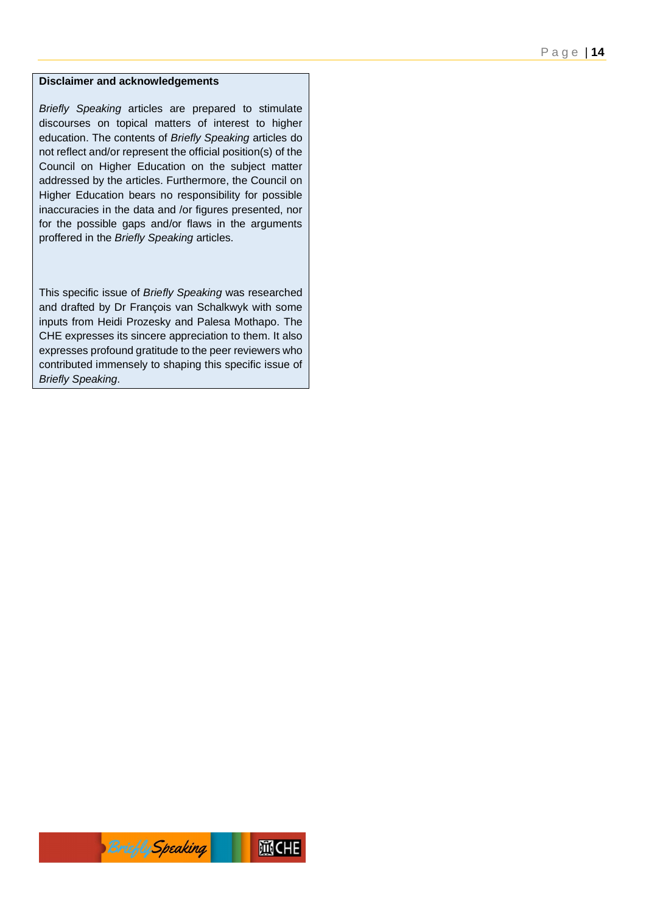**Disclaimer and acknowledgements**

*Briefly Speaking* articles are prepared to stimulate discourses on topical matters of interest to higher education. The contents of *Briefly Speaking* articles do not reflect and/or represent the official position(s) of the Council on Higher Education on the subject matter addressed by the articles. Furthermore, the Council on Higher Education bears no responsibility for possible inaccuracies in the data and /or figures presented, nor for the possible gaps and/or flaws in the arguments proffered in the *Briefly Speaking* articles.

This specific issue of *Briefly Speaking* was researched and drafted by Dr François van Schalkwyk with some inputs from Heidi Prozesky and Palesa Mothapo. The CHE expresses its sincere appreciation to them. It also expresses profound gratitude to the peer reviewers who contributed immensely to shaping this specific issue of *Briefly Speaking*.